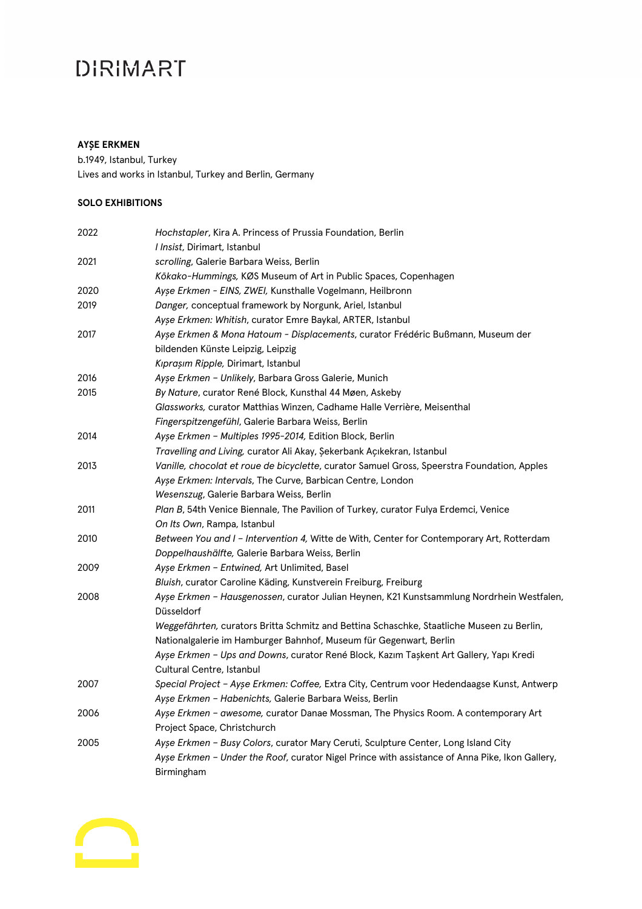DIRIMART

**AYŞE ERKMEN**

b.1949, Istanbul, Turkey
Lives and works in Istanbul, Turkey and Berlin, Germany

**SOLO EXHIBITIONS**

2022
*Hochstapler*, Kira A. Princess of Prussia Foundation, Berlin
*I Insist*, Dirimart, Istanbul

2021
*scrolling*, Galerie Barbara Weiss, Berlin
*Kōkako-Hummings,* KØS Museum of Art in Public Spaces, Copenhagen

2020
*Ayşe Erkmen - EINS, ZWEI,* Kunsthalle Vogelmann, Heilbronn

2019
*Danger,* conceptual framework by Norgunk, Ariel, Istanbul
*Ayşe Erkmen: Whitish*, curator Emre Baykal, ARTER, Istanbul

2017
*Ayşe Erkmen & Mona Hatoum - Displacements*, curator Frédéric Bußmann, Museum der bildenden Künste Leipzig, Leipzig
*Kıpraşım Ripple,* Dirimart, Istanbul

2016
*Ayşe Erkmen – Unlikely*, Barbara Gross Galerie, Munich

2015
*By Nature*, curator René Block, Kunsthal 44 Møen, Askeby
*Glassworks,* curator Matthias Winzen, Cadhame Halle Verrière, Meisenthal
*Fingerspitzengefühl*, Galerie Barbara Weiss, Berlin

2014
*Ayşe Erkmen – Multiples 1995-2014,* Edition Block, Berlin
*Travelling and Living,* curator Ali Akay, Şekerbank Açıkekran, Istanbul

2013
*Vanille, chocolat et roue de bicyclette*, curator Samuel Gross, Speerstra Foundation, Apples
*Ayşe Erkmen: Intervals*, The Curve, Barbican Centre, London
*Wesenszug*, Galerie Barbara Weiss, Berlin

2011
*Plan B*, 54th Venice Biennale, The Pavilion of Turkey, curator Fulya Erdemci, Venice
*On Its Own*, Rampa, Istanbul

2010
*Between You and I – Intervention 4,* Witte de With, Center for Contemporary Art, Rotterdam
*Doppelhaushälfte,* Galerie Barbara Weiss, Berlin

2009
*Ayşe Erkmen – Entwined,* Art Unlimited, Basel
*Bluish*, curator Caroline Käding, Kunstverein Freiburg, Freiburg

2008
*Ayşe Erkmen – Hausgenossen*, curator Julian Heynen, K21 Kunstsammlung Nordrhein Westfalen, Düsseldorf
*Weggefährten,* curators Britta Schmitz and Bettina Schaschke, Staatliche Museen zu Berlin, Nationalgalerie im Hamburger Bahnhof, Museum für Gegenwart, Berlin
*Ayşe Erkmen – Ups and Downs*, curator René Block, Kazım Taşkent Art Gallery, Yapı Kredi Cultural Centre, Istanbul

2007
*Special Project – Ayşe Erkmen: Coffee,* Extra City, Centrum voor Hedendaagse Kunst, Antwerp
*Ayşe Erkmen – Habenichts,* Galerie Barbara Weiss, Berlin

2006
*Ayşe Erkmen – awesome,* curator Danae Mossman, The Physics Room. A contemporary Art Project Space, Christchurch

2005
*Ayşe Erkmen – Busy Colors*, curator Mary Ceruti, Sculpture Center, Long Island City
*Ayşe Erkmen – Under the Roof*, curator Nigel Prince with assistance of Anna Pike, Ikon Gallery, Birmingham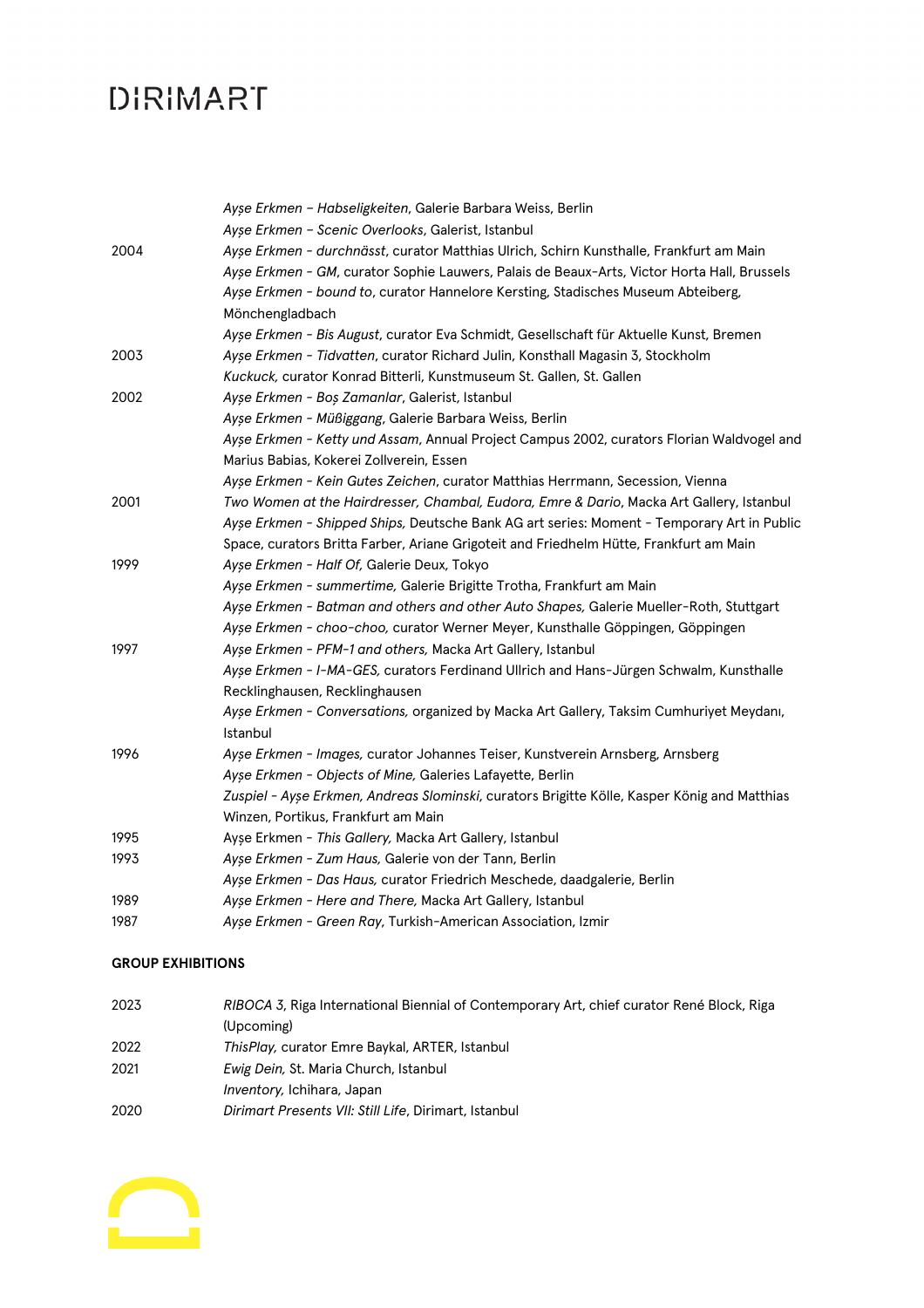| | |
|---|---|
| | *Ayşe Erkmen – Habseligkeiten*, Galerie Barbara Weiss, Berlin |
| | *Ayşe Erkmen – Scenic Overlooks*, Galerist, Istanbul |
| 2004 | *Ayşe Erkmen - durchnässt*, curator Matthias Ulrich, Schirn Kunsthalle, Frankfurt am Main |
| | *Ayşe Erkmen - GM*, curator Sophie Lauwers, Palais de Beaux-Arts, Victor Horta Hall, Brussels |
| | *Ayşe Erkmen - bound to*, curator Hannelore Kersting, Stadisches Museum Abteiberg, Mönchengladbach |
| | *Ayşe Erkmen - Bis August*, curator Eva Schmidt, Gesellschaft für Aktuelle Kunst, Bremen |
| 2003 | *Ayşe Erkmen - Tidvatten*, curator Richard Julin, Konsthall Magasin 3, Stockholm |
| | *Kuckuck,* curator Konrad Bitterli, Kunstmuseum St. Gallen, St. Gallen |
| 2002 | *Ayşe Erkmen - Boş Zamanlar*, Galerist, Istanbul |
| | *Ayşe Erkmen - Müßiggang*, Galerie Barbara Weiss, Berlin |
| | *Ayşe Erkmen - Ketty und Assam*, Annual Project Campus 2002, curators Florian Waldvogel and Marius Babias, Kokerei Zollverein, Essen |
| | *Ayşe Erkmen - Kein Gutes Zeichen*, curator Matthias Herrmann, Secession, Vienna |
| 2001 | *Two Women at the Hairdresser, Chambal, Eudora, Emre & Dario*, Macka Art Gallery, Istanbul |
| | *Ayşe Erkmen - Shipped Ships,* Deutsche Bank AG art series: Moment - Temporary Art in Public Space, curators Britta Farber, Ariane Grigoteit and Friedhelm Hütte, Frankfurt am Main |
| 1999 | *Ayse Erkmen - Half Of,* Galerie Deux, Tokyo |
| | *Ayşe Erkmen - summertime,* Galerie Brigitte Trotha, Frankfurt am Main |
| | *Ayşe Erkmen - Batman and others and other Auto Shapes,* Galerie Mueller-Roth, Stuttgart |
| | *Ayşe Erkmen - choo-choo,* curator Werner Meyer, Kunsthalle Göppingen, Göppingen |
| 1997 | *Ayşe Erkmen - PFM-1 and others,* Macka Art Gallery, Istanbul |
| | *Ayşe Erkmen - I-MA-GES,* curators Ferdinand Ullrich and Hans-Jürgen Schwalm, Kunsthalle Recklinghausen, Recklinghausen |
| | *Ayşe Erkmen - Conversations,* organized by Macka Art Gallery, Taksim Cumhuriyet Meydanı, Istanbul |
| 1996 | *Ayşe Erkmen - Images,* curator Johannes Teiser, Kunstverein Arnsberg, Arnsberg |
| | *Ayşe Erkmen - Objects of Mine,* Galeries Lafayette, Berlin |
| | *Zuspiel - Ayşe Erkmen, Andreas Slominski*, curators Brigitte Kölle, Kasper König and Matthias Winzen, Portikus, Frankfurt am Main |
| 1995 | Ayşe Erkmen - *This Gallery,* Macka Art Gallery, Istanbul |
| 1993 | *Ayşe Erkmen - Zum Haus,* Galerie von der Tann, Berlin |
| | *Ayşe Erkmen - Das Haus,* curator Friedrich Meschede, daadgalerie, Berlin |
| 1989 | *Ayşe Erkmen - Here and There,* Macka Art Gallery, Istanbul |
| 1987 | *Ayşe Erkmen - Green Ray*, Turkish-American Association, Izmir |

**GROUP EXHIBITIONS**

| | |
|---|---|
| 2023 | *RIBOCA 3*, Riga International Biennial of Contemporary Art, chief curator René Block, Riga (Upcoming) |
| 2022 | *ThisPlay,* curator Emre Baykal, ARTER, Istanbul |
| 2021 | *Ewig Dein,* St. Maria Church, Istanbul |
| | *Inventory,* Ichihara, Japan |
| 2020 | *Dirimart Presents VII: Still Life*, Dirimart, Istanbul |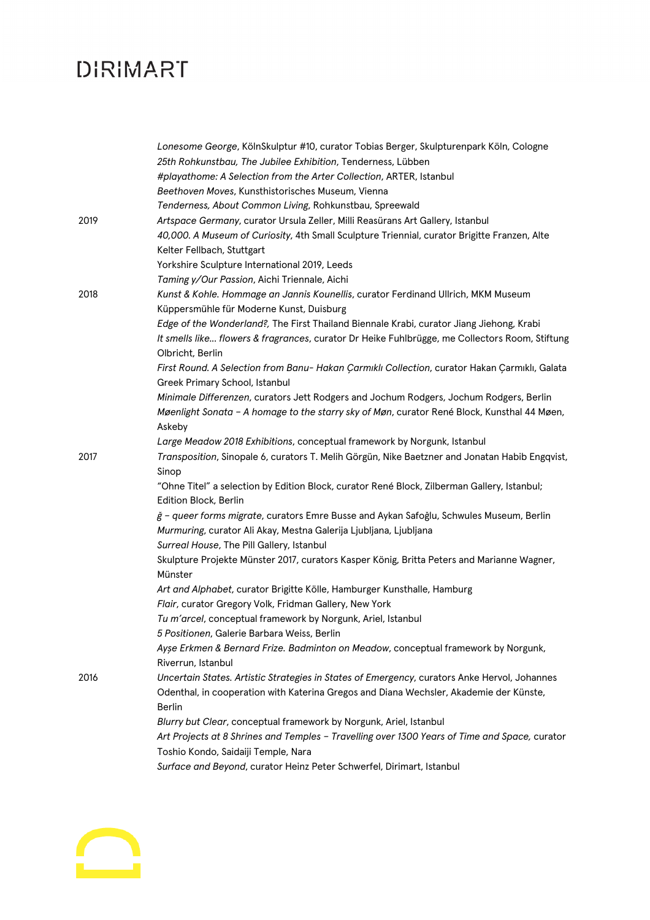| | |
|---|---|
| | *Lonesome George*, KölnSkulptur #10, curator Tobias Berger, Skulpturenpark Köln, Cologne |
| | *25th Rohkunstbau, The Jubilee Exhibition*, Tenderness, Lübben |
| | *#playathome: A Selection from the Arter Collection*, ARTER, Istanbul |
| | *Beethoven Moves*, Kunsthistorisches Museum, Vienna |
| | *Tenderness, About Common Living*, Rohkunstbau, Spreewald |
| 2019 | *Artspace Germany*, curator Ursula Zeller, Milli Reasürans Art Gallery, Istanbul |
| | *40,000. A Museum of Curiosity*, 4th Small Sculpture Triennial, curator Brigitte Franzen, Alte Kelter Fellbach, Stuttgart |
| | Yorkshire Sculpture International 2019, Leeds |
| | *Taming y/Our Passion*, Aichi Triennale, Aichi |
| 2018 | *Kunst & Kohle. Hommage an Jannis Kounellis*, curator Ferdinand Ullrich, MKM Museum Küppersmühle für Moderne Kunst, Duisburg |
| | *Edge of the Wonderland?,* The First Thailand Biennale Krabi, curator Jiang Jiehong, Krabi |
| | *It smells like… flowers & fragrances*, curator Dr Heike Fuhlbrügge, me Collectors Room, Stiftung Olbricht, Berlin |
| | *First Round. A Selection from Banu- Hakan Çarmıklı Collection*, curator Hakan Çarmıklı, Galata Greek Primary School, Istanbul |
| | *Minimale Differenzen*, curators Jett Rodgers and Jochum Rodgers, Jochum Rodgers, Berlin |
| | *Mønlight Sonata – A homage to the starry sky of Møn*, curator René Block, Kunsthal 44 Møen, Askeby |
| | *Large Meadow 2018 Exhibitions*, conceptual framework by Norgunk, Istanbul |
| 2017 | *Transposition*, Sinopale 6, curators T. Melih Görgün, Nike Baetzner and Jonatan Habib Engqvist, Sinop |
| | "Ohne Titel" a selection by Edition Block, curator René Block, Zilberman Gallery, Istanbul; Edition Block, Berlin |
| | *ğ – queer forms migrate*, curators Emre Busse and Aykan Safoğlu, Schwules Museum, Berlin |
| | *Murmuring*, curator Ali Akay, Mestna Galerija Ljubljana, Ljubljana |
| | *Surreal House*, The Pill Gallery, Istanbul |
| | Skulpture Projekte Münster 2017, curators Kasper König, Britta Peters and Marianne Wagner, Münster |
| | *Art and Alphabet*, curator Brigitte Kölle, Hamburger Kunsthalle, Hamburg |
| | *Flair*, curator Gregory Volk, Fridman Gallery, New York |
| | *Tu m'arcel*, conceptual framework by Norgunk, Ariel, Istanbul |
| | *5 Positionen*, Galerie Barbara Weiss, Berlin |
| | *Ayşe Erkmen & Bernard Frize. Badminton on Meadow*, conceptual framework by Norgunk, Riverrun, Istanbul |
| 2016 | *Uncertain States. Artistic Strategies in States of Emergency*, curators Anke Hervol, Johannes Odenthal, in cooperation with Katerina Gregos and Diana Wechsler, Akademie der Künste, Berlin |
| | *Blurry but Clear*, conceptual framework by Norgunk, Ariel, Istanbul |
| | *Art Projects at 8 Shrines and Temples – Travelling over 1300 Years of Time and Space,* curator Toshio Kondo, Saidaiji Temple, Nara |
| | *Surface and Beyond*, curator Heinz Peter Schwerfel, Dirimart, Istanbul |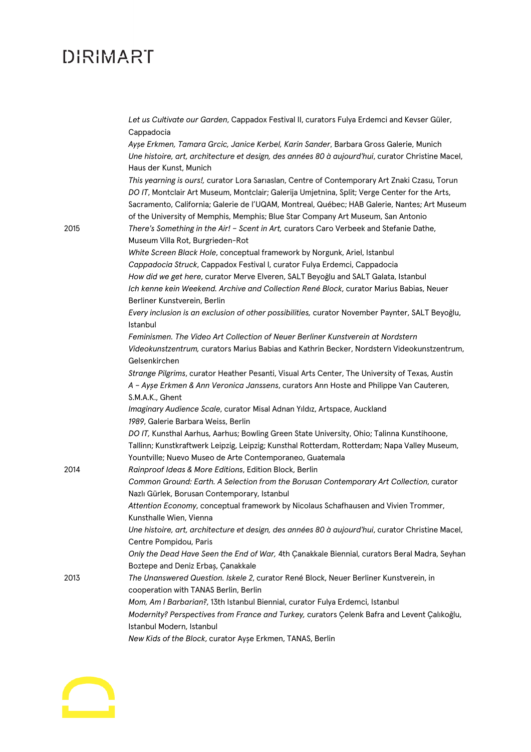*Let us Cultivate our Garden*, Cappadox Festival II, curators Fulya Erdemci and Kevser Güler, Cappadocia

*Ayşe Erkmen, Tamara Grcic, Janice Kerbel, Karin Sander*, Barbara Gross Galerie, Munich

*Une histoire, art, architecture et design, des années 80 à aujourd'hui*, curator Christine Macel, Haus der Kunst, Munich

*This yearning is ours!*, curator Lora Sarıaslan, Centre of Contemporary Art Znaki Czasu, Torun

*DO IT*, Montclair Art Museum, Montclair; Galerija Umjetnina, Split; Verge Center for the Arts, Sacramento, California; Galerie de l'UQAM, Montreal, Québec; HAB Galerie, Nantes; Art Museum of the University of Memphis, Memphis; Blue Star Company Art Museum, San Antonio

2015

*There's Something in the Air! – Scent in Art,* curators Caro Verbeek and Stefanie Dathe, Museum Villa Rot, Burgrieden-Rot

*White Screen Black Hole*, conceptual framework by Norgunk, Ariel, Istanbul

*Cappadocia Struck*, Cappadox Festival I, curator Fulya Erdemci, Cappadocia

*How did we get here*, curator Merve Elveren, SALT Beyoğlu and SALT Galata, Istanbul

*Ich kenne kein Weekend. Archive and Collection René Block*, curator Marius Babias, Neuer Berliner Kunstverein, Berlin

*Every inclusion is an exclusion of other possibilities,* curator November Paynter, SALT Beyoğlu, Istanbul

*Feminismen. The Video Art Collection of Neuer Berliner Kunstverein at Nordstern Videokunstzentrum,* curators Marius Babias and Kathrin Becker, Nordstern Videokunstzentrum, Gelsenkirchen

*Strange Pilgrims*, curator Heather Pesanti, Visual Arts Center, The University of Texas, Austin

*A – Ayşe Erkmen & Ann Veronica Janssens*, curators Ann Hoste and Philippe Van Cauteren, S.M.A.K., Ghent

*Imaginary Audience Scale*, curator Misal Adnan Yıldız, Artspace, Auckland

*1989*, Galerie Barbara Weiss, Berlin

*DO IT,* Kunsthal Aarhus, Aarhus; Bowling Green State University, Ohio; Talinna Kunstihoone, Tallinn; Kunstkraftwerk Leipzig, Leipzig; Kunsthal Rotterdam, Rotterdam; Napa Valley Museum, Yountville; Nuevo Museo de Arte Contemporaneo, Guatemala

2014

*Rainproof Ideas & More Editions*, Edition Block, Berlin

*Common Ground: Earth. A Selection from the Borusan Contemporary Art Collection*, curator Nazlı Gürlek, Borusan Contemporary, Istanbul

*Attention Economy*, conceptual framework by Nicolaus Schafhausen and Vivien Trommer, Kunsthalle Wien, Vienna

*Une histoire, art, architecture et design, des années 80 à aujourd'hui*, curator Christine Macel, Centre Pompidou, Paris

*Only the Dead Have Seen the End of War,* 4th Çanakkale Biennial, curators Beral Madra, Seyhan Boztepe and Deniz Erbaş, Çanakkale

2013

*The Unanswered Question. Iskele 2*, curator René Block, Neuer Berliner Kunstverein, in cooperation with TANAS Berlin, Berlin

*Mom, Am I Barbarian?*, 13th Istanbul Biennial, curator Fulya Erdemci, Istanbul

*Modernity? Perspectives from France and Turkey,* curators Çelenk Bafra and Levent Çalıkoğlu, Istanbul Modern, Istanbul

*New Kids of the Block*, curator Ayşe Erkmen, TANAS, Berlin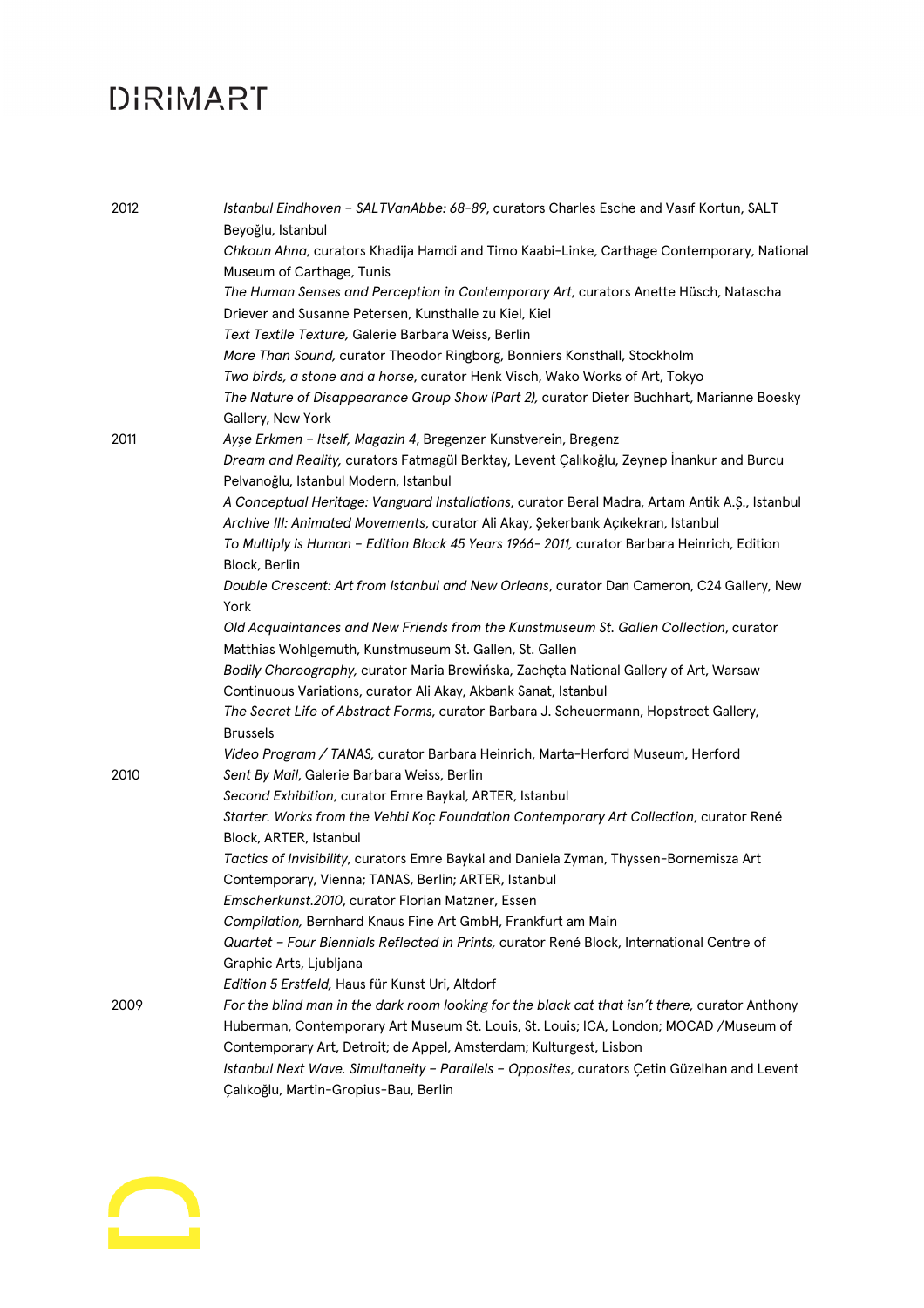2012

*Istanbul Eindhoven – SALTVanAbbe: 68-89*, curators Charles Esche and Vasıf Kortun, SALT Beyoğlu, Istanbul

*Chkoun Ahna*, curators Khadija Hamdi and Timo Kaabi-Linke, Carthage Contemporary, National Museum of Carthage, Tunis

*The Human Senses and Perception in Contemporary Art*, curators Anette Hüsch, Natascha Driever and Susanne Petersen, Kunsthalle zu Kiel, Kiel

*Text Textile Texture,* Galerie Barbara Weiss, Berlin

*More Than Sound,* curator Theodor Ringborg, Bonniers Konsthall, Stockholm

*Two birds, a stone and a horse*, curator Henk Visch, Wako Works of Art, Tokyo

*The Nature of Disappearance Group Show (Part 2),* curator Dieter Buchhart, Marianne Boesky Gallery, New York

2011

*Ayşe Erkmen – Itself, Magazin 4*, Bregenzer Kunstverein, Bregenz

*Dream and Reality,* curators Fatmagül Berktay, Levent Çalıkoğlu, Zeynep İnankur and Burcu Pelvanoğlu, Istanbul Modern, Istanbul

*A Conceptual Heritage: Vanguard Installations*, curator Beral Madra, Artam Antik A.Ş., Istanbul

*Archive III: Animated Movements*, curator Ali Akay, Şekerbank Açıkekran, Istanbul

*To Multiply is Human – Edition Block 45 Years 1966- 2011,* curator Barbara Heinrich, Edition Block, Berlin

*Double Crescent: Art from Istanbul and New Orleans*, curator Dan Cameron, C24 Gallery, New York

*Old Acquaintances and New Friends from the Kunstmuseum St. Gallen Collection*, curator Matthias Wohlgemuth, Kunstmuseum St. Gallen, St. Gallen

*Bodily Choreography,* curator Maria Brewińska, Zachęta National Gallery of Art, Warsaw

Continuous Variations, curator Ali Akay, Akbank Sanat, Istanbul

*The Secret Life of Abstract Forms*, curator Barbara J. Scheuermann, Hopstreet Gallery, Brussels

*Video Program / TANAS,* curator Barbara Heinrich, Marta-Herford Museum, Herford

2010

*Sent By Mail*, Galerie Barbara Weiss, Berlin

*Second Exhibition*, curator Emre Baykal, ARTER, Istanbul

*Starter. Works from the Vehbi Koç Foundation Contemporary Art Collection*, curator René Block, ARTER, Istanbul

*Tactics of Invisibility*, curators Emre Baykal and Daniela Zyman, Thyssen-Bornemisza Art Contemporary, Vienna; TANAS, Berlin; ARTER, Istanbul

*Emscherkunst.2010*, curator Florian Matzner, Essen

*Compilation,* Bernhard Knaus Fine Art GmbH, Frankfurt am Main

*Quartet – Four Biennials Reflected in Prints,* curator René Block, International Centre of Graphic Arts, Ljubljana

*Edition 5 Erstfeld,* Haus für Kunst Uri, Altdorf

2009

*For the blind man in the dark room looking for the black cat that isn't there,* curator Anthony Huberman, Contemporary Art Museum St. Louis, St. Louis; ICA, London; MOCAD /Museum of Contemporary Art, Detroit; de Appel, Amsterdam; Kulturgest, Lisbon

*Istanbul Next Wave. Simultaneity – Parallels – Opposites*, curators Çetin Güzelhan and Levent Çalıkoğlu, Martin-Gropius-Bau, Berlin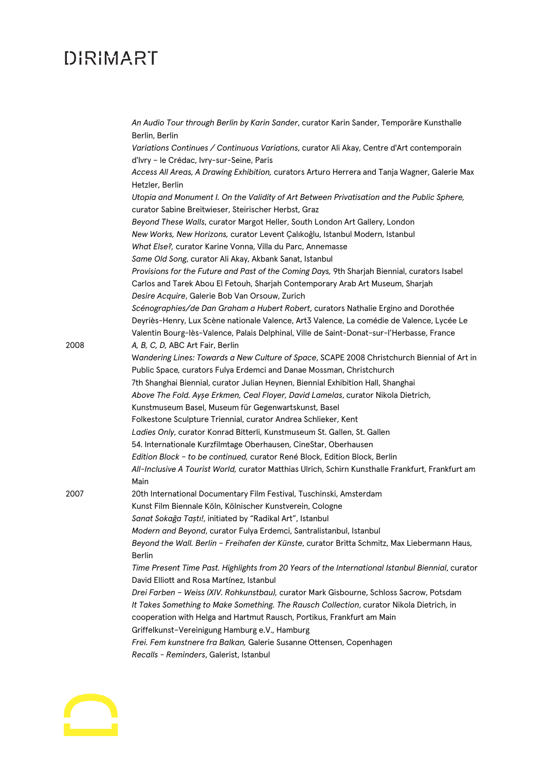*An Audio Tour through Berlin by Karin Sander*, curator Karin Sander, Temporäre Kunsthalle Berlin, Berlin

*Variations Continues / Continuous Variations*, curator Ali Akay, Centre d'Art contemporain d'Ivry – le Crédac, Ivry-sur-Seine, Paris

*Access All Areas, A Drawing Exhibition,* curators Arturo Herrera and Tanja Wagner, Galerie Max Hetzler, Berlin

*Utopia and Monument I. On the Validity of Art Between Privatisation and the Public Sphere,* curator Sabine Breitwieser, Steirischer Herbst, Graz

*Beyond These Walls*, curator Margot Heller, South London Art Gallery, London

*New Works, New Horizons,* curator Levent Çalıkoğlu, Istanbul Modern, Istanbul

*What Else?,* curator Karine Vonna, Villa du Parc, Annemasse

*Same Old Song*, curator Ali Akay, Akbank Sanat, Istanbul

*Provisions for the Future and Past of the Coming Days,* 9th Sharjah Biennial, curators Isabel Carlos and Tarek Abou El Fetouh, Sharjah Contemporary Arab Art Museum, Sharjah

*Desire Acquire*, Galerie Bob Van Orsouw, Zurich

*Scénographies/de Dan Graham a Hubert Robert*, curators Nathalie Ergino and Dorothée Deyriès-Henry, Lux Scène nationale Valence, Art3 Valence, La comédie de Valence, Lycée Le Valentin Bourg-lès-Valence, Palais Delphinal, Ville de Saint-Donat-sur-l'Herbasse, France

**2008**

*A, B, C, D,* ABC Art Fair, Berlin

*Wandering Lines: Towards a New Culture of Space*, SCAPE 2008 Christchurch Biennial of Art in Public Space*,* curators Fulya Erdemci and Danae Mossman, Christchurch

7th Shanghai Biennial, curator Julian Heynen, Biennial Exhibition Hall, Shanghai

*Above The Fold. Ayşe Erkmen, Ceal Floyer, David Lamelas*, curator Nikola Dietrich, Kunstmuseum Basel, Museum für Gegenwartskunst, Basel

Folkestone Sculpture Triennial, curator Andrea Schlieker, Kent

*Ladies Only*, curator Konrad Bitterli, Kunstmuseum St. Gallen, St. Gallen

54. Internationale Kurzfilmtage Oberhausen, CineStar, Oberhausen

*Edition Block – to be continued,* curator René Block, Edition Block, Berlin

*All-Inclusive A Tourist World,* curator Matthias Ulrich, Schirn Kunsthalle Frankfurt, Frankfurt am Main

**2007**

20th International Documentary Film Festival, Tuschinski, Amsterdam

Kunst Film Biennale Köln, Kölnischer Kunstverein, Cologne

*Sanat Sokağa Taştı!*, initiated by "Radikal Art", Istanbul

*Modern and Beyond*, curator Fulya Erdemci, Santralistanbul, Istanbul

*Beyond the Wall. Berlin – Freihafen der Künste*, curator Britta Schmitz, Max Liebermann Haus, Berlin

*Time Present Time Past. Highlights from 20 Years of the International Istanbul Biennial*, curator David Elliott and Rosa Martínez, Istanbul

*Drei Farben – Weiss (XIV. Rohkunstbau),* curator Mark Gisbourne, Schloss Sacrow, Potsdam

*It Takes Something to Make Something. The Rausch Collection*, curator Nikola Dietrich, in cooperation with Helga and Hartmut Rausch, Portikus, Frankfurt am Main

Griffelkunst-Vereinigung Hamburg e.V., Hamburg

*Frei. Fem kunstnere fra Balkan,* Galerie Susanne Ottensen, Copenhagen

*Recalls - Reminders*, Galerist, Istanbul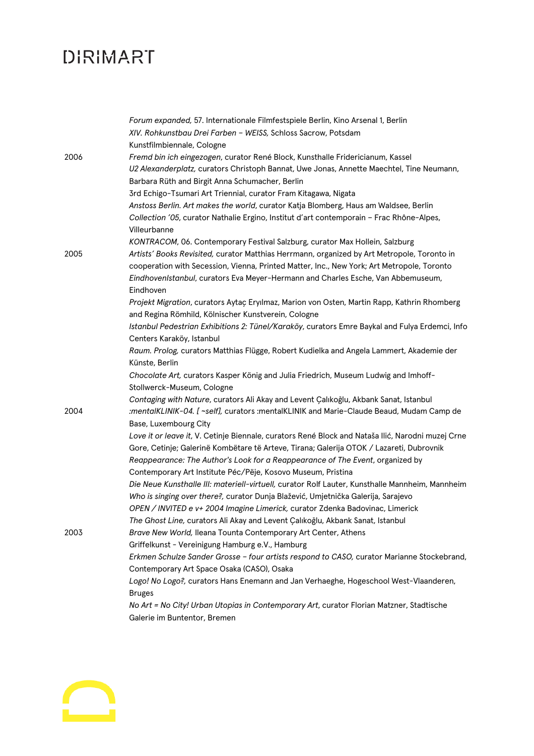*Forum expanded,* 57. Internationale Filmfestspiele Berlin, Kino Arsenal 1, Berlin
*XIV. Rohkunstbau Drei Farben – WEISS,* Schloss Sacrow, Potsdam
Kunstfilmbiennale, Cologne

2006
*Fremd bin ich eingezogen*, curator René Block, Kunsthalle Fridericianum, Kassel
*U2 Alexanderplatz,* curators Christoph Bannat, Uwe Jonas, Annette Maechtel, Tine Neumann, Barbara Rüth and Birgit Anna Schumacher, Berlin
3rd Echigo-Tsumari Art Triennial, curator Fram Kitagawa, Nigata
*Anstoss Berlin. Art makes the world*, curator Katja Blomberg, Haus am Waldsee, Berlin
*Collection '05*, curator Nathalie Ergino, Institut d'art contemporain – Frac Rhône-Alpes, Villeurbanne
*KONTRACOM*, 06. Contemporary Festival Salzburg, curator Max Hollein, Salzburg

2005
*Artists' Books Revisited,* curator Matthias Herrmann, organized by Art Metropole, Toronto in cooperation with Secession, Vienna, Printed Matter, Inc., New York; Art Metropole, Toronto
*EindhovenIstanbul*, curators Eva Meyer-Hermann and Charles Esche, Van Abbemuseum, Eindhoven
*Projekt Migration*, curators Aytaç Eryılmaz, Marion von Osten, Martin Rapp, Kathrin Rhomberg and Regina Römhild, Kölnischer Kunstverein, Cologne
*Istanbul Pedestrian Exhibitions 2: Tünel/Karaköy*, curators Emre Baykal and Fulya Erdemci, Info Centers Karaköy, Istanbul
*Raum. Prolog,* curators Matthias Flügge, Robert Kudielka and Angela Lammert, Akademie der Künste, Berlin
*Chocolate Art,* curators Kasper König and Julia Friedrich, Museum Ludwig and Imhoff-Stollwerck-Museum, Cologne
*Contaging with Nature*, curators Ali Akay and Levent Çalıkoğlu, Akbank Sanat, Istanbul

2004
*:mentalKLINIK-04. [ ~self],* curators :mentalKLINIK and Marie-Claude Beaud, Mudam Camp de Base, Luxembourg City
*Love it or leave it*, V. Cetinje Biennale, curators René Block and Nataša Ilić, Narodni muzej Crne Gore, Cetinje; Galerinë Kombëtare të Arteve, Tirana; Galerija OTOK / Lazareti, Dubrovnik
*Reappearance: The Author's Look for a Reappearance of The Event*, organized by Contemporary Art Institute Péc/Pëje, Kosovo Museum, Pristina
*Die Neue Kunsthalle III: materiell-virtuell,* curator Rolf Lauter, Kunsthalle Mannheim, Mannheim
*Who is singing over there?,* curator Dunja Blažević, Umjetnička Galerija, Sarajevo
*OPEN / INVITED e v+ 2004 Imagine Limerick,* curator Zdenka Badovinac, Limerick
*The Ghost Line,* curators Ali Akay and Levent Çalıkoğlu, Akbank Sanat, Istanbul

2003
*Brave New World,* Ileana Tounta Contemporary Art Center, Athens
Griffelkunst - Vereinigung Hamburg e.V., Hamburg
*Erkmen Schulze Sander Grosse – four artists respond to CASO,* curator Marianne Stockebrand, Contemporary Art Space Osaka (CASO), Osaka
*Logo! No Logo?,* curators Hans Enemann and Jan Verhaeghe, Hogeschool West-Vlaanderen, Bruges
*No Art = No City! Urban Utopias in Contemporary Art*, curator Florian Matzner, Stadtische Galerie im Buntentor, Bremen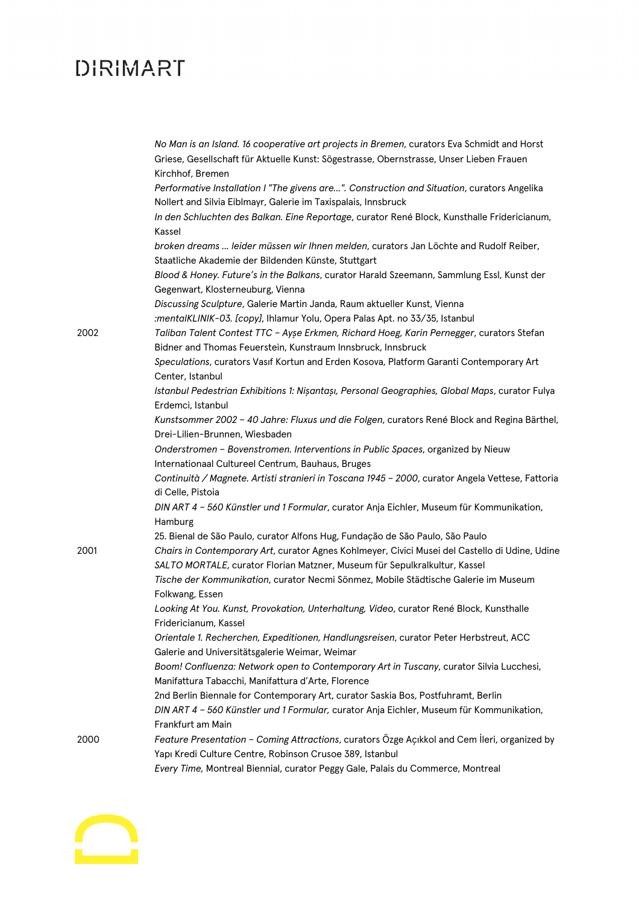*No Man is an Island. 16 cooperative art projects in Bremen*, curators Eva Schmidt and Horst Griese, Gesellschaft für Aktuelle Kunst: Sögestrasse, Obernstrasse, Unser Lieben Frauen Kirchhof, Bremen

*Performative Installation I "The givens are...". Construction and Situation*, curators Angelika Nollert and Silvia Eiblmayr, Galerie im Taxispalais, Innsbruck

*In den Schluchten des Balkan. Eine Reportage*, curator René Block, Kunsthalle Fridericianum, Kassel

*broken dreams ... leider müssen wir Ihnen melden*, curators Jan Löchte and Rudolf Reiber, Staatliche Akademie der Bildenden Künste, Stuttgart

*Blood & Honey. Future´s in the Balkans*, curator Harald Szeemann, Sammlung Essl, Kunst der Gegenwart, Klosterneuburg, Vienna

*Discussing Sculpture*, Galerie Martin Janda, Raum aktueller Kunst, Vienna

*:mentalKLINIK-03. [copy]*, Ihlamur Yolu, Opera Palas Apt. no 33/35, Istanbul

**2002**

*Taliban Talent Contest TTC – Ayşe Erkmen, Richard Hoeg, Karin Pernegger*, curators Stefan Bidner and Thomas Feuerstein, Kunstraum Innsbruck, Innsbruck

*Speculations*, curators Vasıf Kortun and Erden Kosova, Platform Garanti Contemporary Art Center, Istanbul

*Istanbul Pedestrian Exhibitions 1: Nişantaşı, Personal Geographies, Global Maps*, curator Fulya Erdemci, Istanbul

*Kunstsommer 2002 – 40 Jahre: Fluxus und die Folgen*, curators René Block and Regina Bärthel, Drei-Lilien-Brunnen, Wiesbaden

*Onderstromen – Bovenstromen. Interventions in Public Spaces*, organized by Nieuw Internationaal Cultureel Centrum, Bauhaus, Bruges

*Continuità / Magnete. Artisti stranieri in Toscana 1945 – 2000*, curator Angela Vettese, Fattoria di Celle, Pistoia

*DIN ART 4 – 560 Künstler und 1 Formular*, curator Anja Eichler, Museum für Kommunikation, Hamburg

25. Bienal de São Paulo, curator Alfons Hug, Fundação de São Paulo, São Paulo

**2001**

*Chairs in Contemporary Art*, curator Agnes Kohlmeyer, Civici Musei del Castello di Udine, Udine

*SALTO MORTALE*, curator Florian Matzner, Museum für Sepulkralkultur, Kassel

*Tische der Kommunikation*, curator Necmi Sönmez, Mobile Städtische Galerie im Museum Folkwang, Essen

*Looking At You. Kunst, Provokation, Unterhaltung, Video*, curator René Block, Kunsthalle Fridericianum, Kassel

*Orientale 1. Recherchen, Expeditionen, Handlungsreisen*, curator Peter Herbstreut, ACC Galerie and Universitätsgalerie Weimar, Weimar

*Boom! Confluenza: Network open to Contemporary Art in Tuscany*, curator Silvia Lucchesi, Manifattura Tabacchi, Manifattura d'Arte, Florence

2nd Berlin Biennale for Contemporary Art, curator Saskia Bos, Postfuhramt, Berlin

*DIN ART 4 – 560 Künstler und 1 Formular,* curator Anja Eichler, Museum für Kommunikation, Frankfurt am Main

**2000**

*Feature Presentation – Coming Attractions*, curators Özge Açıkkol and Cem İleri, organized by Yapı Kredi Culture Centre, Robinson Crusoe 389, Istanbul

*Every Time,* Montreal Biennial, curator Peggy Gale, Palais du Commerce, Montreal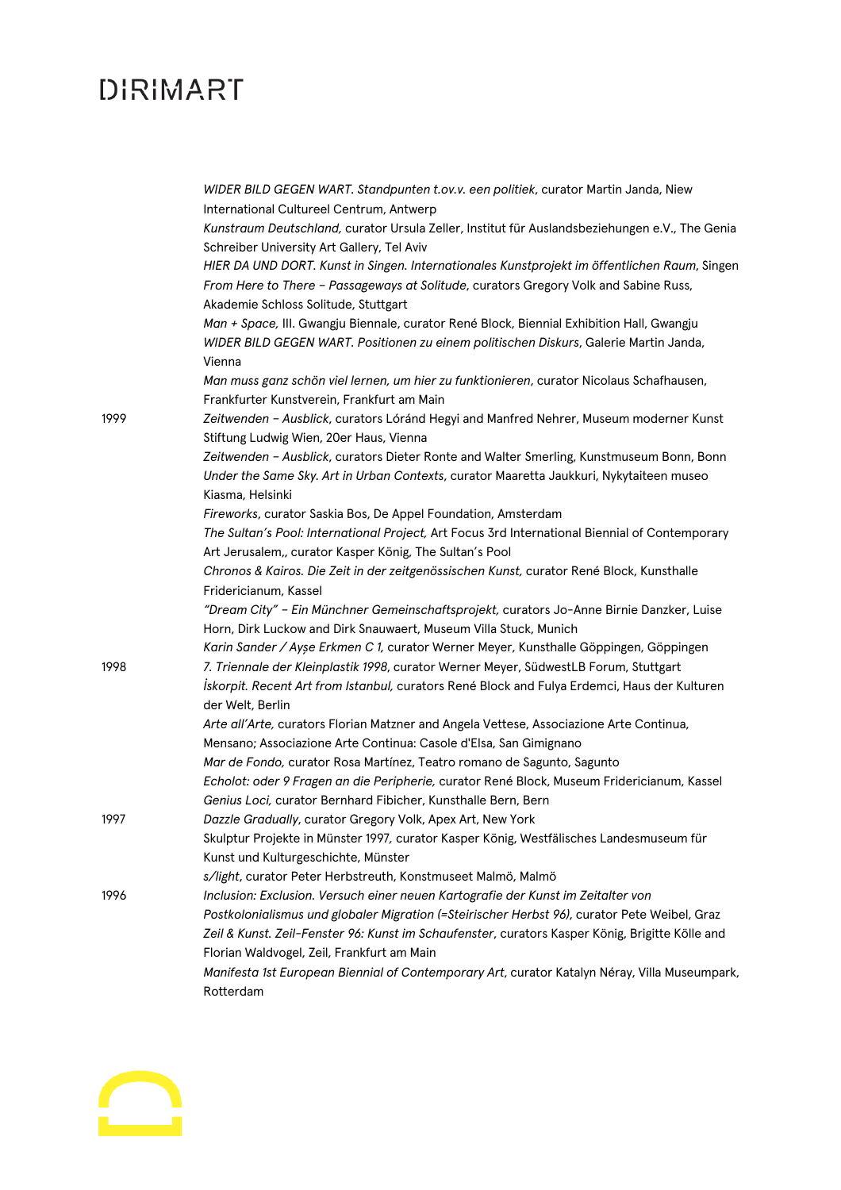| | |
|---|---|
| | *WIDER BILD GEGEN WART. Standpunten t.ov.v. een politiek*, curator Martin Janda, Niew International Cultureel Centrum, Antwerp |
| | *Kunstraum Deutschland,* curator Ursula Zeller, Institut für Auslandsbeziehungen e.V., The Genia Schreiber University Art Gallery, Tel Aviv |
| | *HIER DA UND DORT. Kunst in Singen. Internationales Kunstprojekt im öffentlichen Raum*, Singen |
| | *From Here to There – Passageways at Solitude*, curators Gregory Volk and Sabine Russ, Akademie Schloss Solitude, Stuttgart |
| | *Man + Space,* III. Gwangju Biennale, curator René Block, Biennial Exhibition Hall, Gwangju |
| | *WIDER BILD GEGEN WART. Positionen zu einem politischen Diskurs*, Galerie Martin Janda, Vienna |
| | *Man muss ganz schön viel lernen, um hier zu funktionieren*, curator Nicolaus Schafhausen, Frankfurter Kunstverein, Frankfurt am Main |
| 1999 | *Zeitwenden – Ausblick*, curators Lóránd Hegyi and Manfred Nehrer, Museum moderner Kunst Stiftung Ludwig Wien, 20er Haus, Vienna |
| | *Zeitwenden – Ausblick*, curators Dieter Ronte and Walter Smerling, Kunstmuseum Bonn, Bonn |
| | *Under the Same Sky. Art in Urban Contexts*, curator Maaretta Jaukkuri, Nykytaiteen museo Kiasma, Helsinki |
| | *Fireworks*, curator Saskia Bos, De Appel Foundation, Amsterdam |
| | *The Sultan's Pool: International Project,* Art Focus 3rd International Biennial of Contemporary Art Jerusalem,, curator Kasper König, The Sultan's Pool |
| | *Chronos & Kairos. Die Zeit in der zeitgenössischen Kunst,* curator René Block, Kunsthalle Fridericianum, Kassel |
| | *"Dream City" – Ein Münchner Gemeinschaftsprojekt,* curators Jo-Anne Birnie Danzker, Luise Horn, Dirk Luckow and Dirk Snauwaert, Museum Villa Stuck, Munich |
| | *Karin Sander / Ayşe Erkmen C 1,* curator Werner Meyer, Kunsthalle Göppingen, Göppingen |
| 1998 | *7. Triennale der Kleinplastik 1998*, curator Werner Meyer, SüdwestLB Forum, Stuttgart |
| | *İskorpit. Recent Art from Istanbul,* curators René Block and Fulya Erdemci, Haus der Kulturen der Welt, Berlin |
| | *Arte all'Arte,* curators Florian Matzner and Angela Vettese, Associazione Arte Continua, Mensano; Associazione Arte Continua: Casole d'Elsa, San Gimignano |
| | *Mar de Fondo,* curator Rosa Martínez, Teatro romano de Sagunto, Sagunto |
| | *Echolot: oder 9 Fragen an die Peripherie,* curator René Block, Museum Fridericianum, Kassel |
| | *Genius Loci,* curator Bernhard Fibicher, Kunsthalle Bern, Bern |
| 1997 | *Dazzle Gradually*, curator Gregory Volk, Apex Art, New York |
| | Skulptur Projekte in Münster 1997*,* curator Kasper König, Westfälisches Landesmuseum für Kunst und Kulturgeschichte, Münster |
| | *s/light*, curator Peter Herbstreuth, Konstmuseet Malmö, Malmö |
| 1996 | *Inclusion: Exclusion. Versuch einer neuen Kartografie der Kunst im Zeitalter von Postkolonialismus und globaler Migration (=Steirischer Herbst 96)*, curator Pete Weibel, Graz |
| | *Zeil & Kunst. Zeil-Fenster 96: Kunst im Schaufenster*, curators Kasper König, Brigitte Kölle and Florian Waldvogel, Zeil, Frankfurt am Main |
| | *Manifesta 1st European Biennial of Contemporary Art*, curator Katalyn Néray, Villa Museumpark, Rotterdam |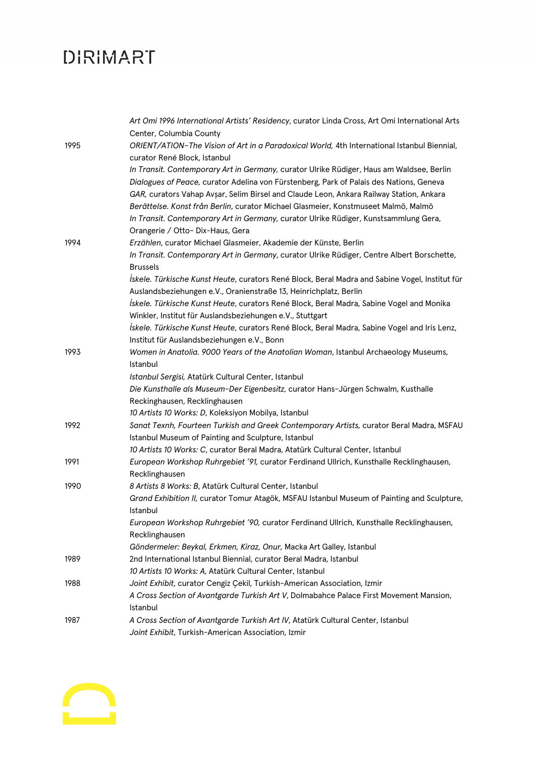| | |
|---|---|
| | *Art Omi 1996 International Artists' Residency*, curator Linda Cross, Art Omi International Arts Center, Columbia County |
| 1995 | *ORIENT/ATION–The Vision of Art in a Paradoxical World,* 4th International Istanbul Biennial, curator René Block, Istanbul |
| | *In Transit. Contemporary Art in Germany,* curator Ulrike Rüdiger, Haus am Waldsee, Berlin |
| | *Dialogues of Peace,* curator Adelina von Fürstenberg, Park of Palais des Nations, Geneva |
| | *GAR,* curators Vahap Avşar, Selim Birsel and Claude Leon, Ankara Railway Station, Ankara |
| | *Berättelse. Konst från Berlin*, curator Michael Glasmeier, Konstmuseet Malmö, Malmö |
| | *In Transit. Contemporary Art in Germany,* curator Ulrike Rüdiger, Kunstsammlung Gera, Orangerie / Otto- Dix-Haus, Gera |
| 1994 | *Erzählen*, curator Michael Glasmeier, Akademie der Künste, Berlin |
| | *In Transit. Contemporary Art in Germany*, curator Ulrike Rüdiger, Centre Albert Borschette, Brussels |
| | *İskele. Türkische Kunst Heute*, curators René Block, Beral Madra and Sabine Vogel, Institut für Auslandsbeziehungen e.V., Oranienstraße 13, Heinrichplatz, Berlin |
| | *İskele. Türkische Kunst Heute*, curators René Block, Beral Madra, Sabine Vogel and Monika Winkler, Institut für Auslandsbeziehungen e.V., Stuttgart |
| | *İskele. Türkische Kunst Heute*, curators René Block, Beral Madra, Sabine Vogel and Iris Lenz, Institut für Auslandsbeziehungen e.V., Bonn |
| 1993 | *Women in Anatolia. 9000 Years of the Anatolian Woman*, Istanbul Archaeology Museums, Istanbul |
| | *Istanbul Sergisi,* Atatürk Cultural Center, Istanbul |
| | *Die Kunsthalle als Museum-Der Eigenbesitz,* curator Hans-Jürgen Schwalm, Kusthalle Reckinghausen, Recklinghausen |
| | *10 Artists 10 Works: D*, Koleksiyon Mobilya, Istanbul |
| 1992 | *Sanat Texnh, Fourteen Turkish and Greek Contemporary Artists,* curator Beral Madra, MSFAU Istanbul Museum of Painting and Sculpture, Istanbul |
| | *10 Artists 10 Works: C*, curator Beral Madra, Atatürk Cultural Center, Istanbul |
| 1991 | *European Workshop Ruhrgebiet '91,* curator Ferdinand Ullrich, Kunsthalle Recklinghausen, Recklinghausen |
| 1990 | *8 Artists 8 Works: B*, Atatürk Cultural Center, Istanbul |
| | *Grand Exhibition II,* curator Tomur Atagök, MSFAU Istanbul Museum of Painting and Sculpture, Istanbul |
| | *European Workshop Ruhrgebiet '90,* curator Ferdinand Ullrich, Kunsthalle Recklinghausen, Recklinghausen |
| | *Göndermeler: Beykal, Erkmen, Kiraz, Onur,* Macka Art Galley, Istanbul |
| 1989 | 2nd International Istanbul Biennial, curator Beral Madra, Istanbul |
| | *10 Artists 10 Works: A,* Atatürk Cultural Center, Istanbul |
| 1988 | *Joint Exhibit*, curator Cengiz Çekil, Turkish-American Association, Izmir |
| | *A Cross Section of Avantgarde Turkish Art V*, Dolmabahce Palace First Movement Mansion, Istanbul |
| 1987 | *A Cross Section of Avantgarde Turkish Art IV*, Atatürk Cultural Center, Istanbul |
| | *Joint Exhibit*, Turkish-American Association, Izmir |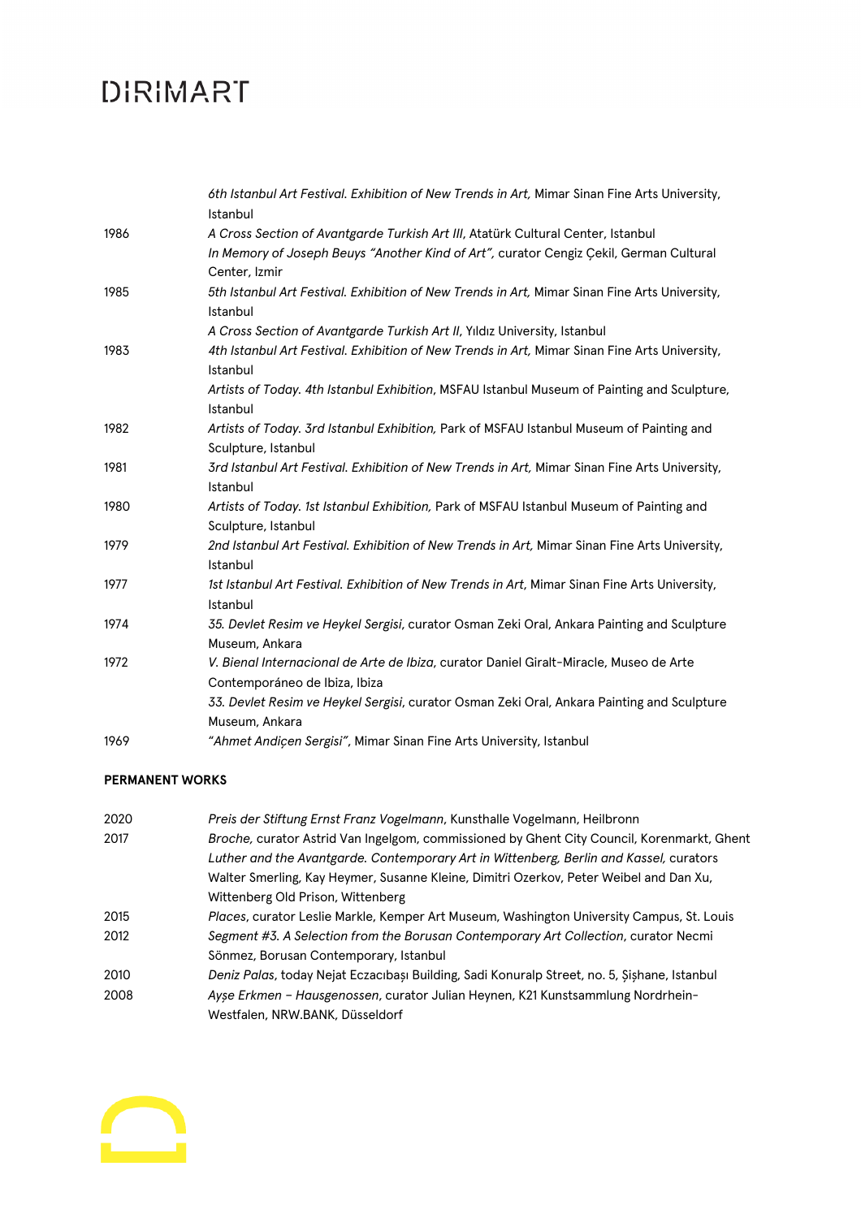| | |
|---|---|
| | *6th Istanbul Art Festival. Exhibition of New Trends in Art,* Mimar Sinan Fine Arts University, Istanbul |
| 1986 | *A Cross Section of Avantgarde Turkish Art III*, Atatürk Cultural Center, Istanbul |
| | *In Memory of Joseph Beuys "Another Kind of Art",* curator Cengiz Çekil, German Cultural Center, Izmir |
| 1985 | *5th Istanbul Art Festival. Exhibition of New Trends in Art,* Mimar Sinan Fine Arts University, Istanbul |
| | *A Cross Section of Avantgarde Turkish Art II*, Yıldız University, Istanbul |
| 1983 | *4th Istanbul Art Festival. Exhibition of New Trends in Art,* Mimar Sinan Fine Arts University, Istanbul |
| | *Artists of Today. 4th Istanbul Exhibition*, MSFAU Istanbul Museum of Painting and Sculpture, Istanbul |
| 1982 | *Artists of Today. 3rd Istanbul Exhibition,* Park of MSFAU Istanbul Museum of Painting and Sculpture, Istanbul |
| 1981 | *3rd Istanbul Art Festival. Exhibition of New Trends in Art,* Mimar Sinan Fine Arts University, Istanbul |
| 1980 | *Artists of Today. 1st Istanbul Exhibition,* Park of MSFAU Istanbul Museum of Painting and Sculpture, Istanbul |
| 1979 | *2nd Istanbul Art Festival. Exhibition of New Trends in Art,* Mimar Sinan Fine Arts University, Istanbul |
| 1977 | *1st Istanbul Art Festival. Exhibition of New Trends in Art*, Mimar Sinan Fine Arts University, Istanbul |
| 1974 | *35. Devlet Resim ve Heykel Sergisi*, curator Osman Zeki Oral, Ankara Painting and Sculpture Museum, Ankara |
| 1972 | *V. Bienal Internacional de Arte de Ibiza*, curator Daniel Giralt-Miracle, Museo de Arte Contemporáneo de Ibiza, Ibiza |
| | *33. Devlet Resim ve Heykel Sergisi*, curator Osman Zeki Oral, Ankara Painting and Sculpture Museum, Ankara |
| 1969 | *"Ahmet Andiçen Sergisi"*, Mimar Sinan Fine Arts University, Istanbul |

**PERMANENT WORKS**

| | |
|---|---|
| 2020 | *Preis der Stiftung Ernst Franz Vogelmann*, Kunsthalle Vogelmann, Heilbronn |
| 2017 | *Broche,* curator Astrid Van Ingelgom, commissioned by Ghent City Council, Korenmarkt, Ghent |
| | *Luther and the Avantgarde. Contemporary Art in Wittenberg, Berlin and Kassel,* curators Walter Smerling, Kay Heymer, Susanne Kleine, Dimitri Ozerkov, Peter Weibel and Dan Xu, Wittenberg Old Prison, Wittenberg |
| 2015 | *Places*, curator Leslie Markle, Kemper Art Museum, Washington University Campus, St. Louis |
| 2012 | *Segment #3. A Selection from the Borusan Contemporary Art Collection*, curator Necmi Sönmez, Borusan Contemporary, Istanbul |
| 2010 | *Deniz Palas*, today Nejat Eczacıbaşı Building, Sadi Konuralp Street, no. 5, Şişhane, Istanbul |
| 2008 | *Ayşe Erkmen – Hausgenossen*, curator Julian Heynen, K21 Kunstsammlung Nordrhein-Westfalen, NRW.BANK, Düsseldorf |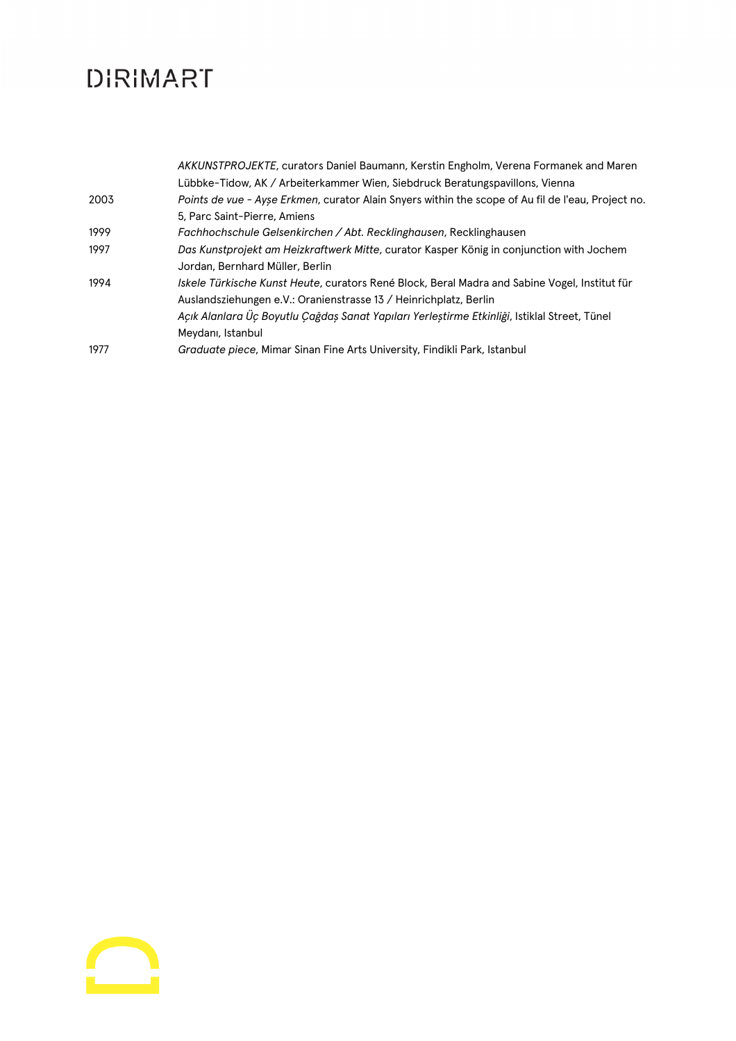| | |
|---|---|
| | *AKKUNSTPROJEKTE*, curators Daniel Baumann, Kerstin Engholm, Verena Formanek and Maren Lübbke-Tidow, AK / Arbeiterkammer Wien, Siebdruck Beratungspavillons, Vienna |
| 2003 | *Points de vue - Ayşe Erkmen*, curator Alain Snyers within the scope of Au fil de l'eau, Project no. 5, Parc Saint-Pierre, Amiens |
| 1999 | *Fachhochschule Gelsenkirchen / Abt. Recklinghausen*, Recklinghausen |
| 1997 | *Das Kunstprojekt am Heizkraftwerk Mitte*, curator Kasper König in conjunction with Jochem Jordan, Bernhard Müller, Berlin |
| 1994 | *Iskele Türkische Kunst Heute*, curators René Block, Beral Madra and Sabine Vogel, Institut für Auslandsziehungen e.V.: Oranienstrasse 13 / Heinrichplatz, Berlin |
| | *Açık Alanlara Üç Boyutlu Çağdaş Sanat Yapıları Yerleştirme Etkinliği*, Istiklal Street, Tünel Meydanı, Istanbul |
| 1977 | *Graduate piece*, Mimar Sinan Fine Arts University, Findikli Park, Istanbul |